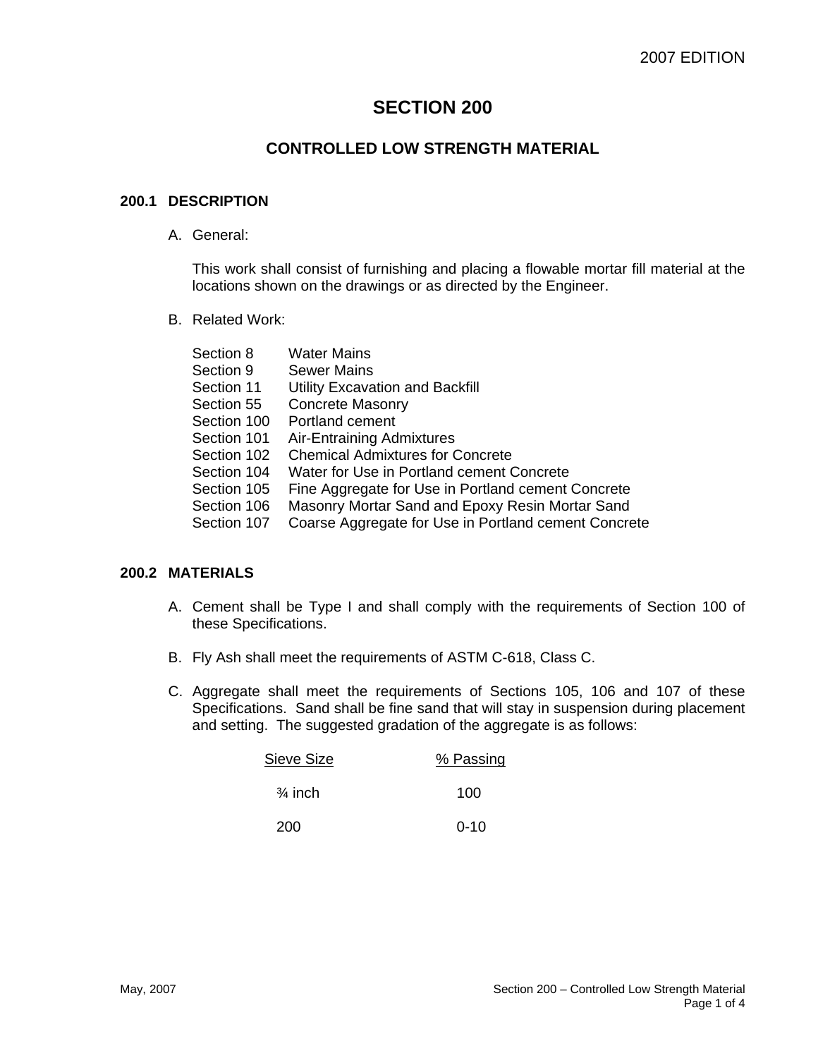2007 EDITION

# SECTION 200

## CONTROLLED LOW STRENGTH MATERIAL

### 200.1 DESCRIPTION

A. General:

This work shall consist of furnishing and placing a flowable mortar fill material at the locations shown on the drawings or as directed by the Engineer.

B. Related Work:

| | |
|---|---|
| Section 8 | Water Mains |
| Section 9 | Sewer Mains |
| Section 11 | Utility Excavation and Backfill |
| Section 55 | Concrete Masonry |
| Section 100 | Portland cement |
| Section 101 | Air-Entraining Admixtures |
| Section 102 | Chemical Admixtures for Concrete |
| Section 104 | Water for Use in Portland cement Concrete |
| Section 105 | Fine Aggregate for Use in Portland cement Concrete |
| Section 106 | Masonry Mortar Sand and Epoxy Resin Mortar Sand |
| Section 107 | Coarse Aggregate for Use in Portland cement Concrete |

### 200.2 MATERIALS

A. Cement shall be Type I and shall comply with the requirements of Section 100 of these Specifications.

B. Fly Ash shall meet the requirements of ASTM C-618, Class C.

C. Aggregate shall meet the requirements of Sections 105, 106 and 107 of these Specifications. Sand shall be fine sand that will stay in suspension during placement and setting. The suggested gradation of the aggregate is as follows:

| Sieve Size | % Passing |
|---|---|
| ¾ inch | 100 |
| 200 | 0-10 |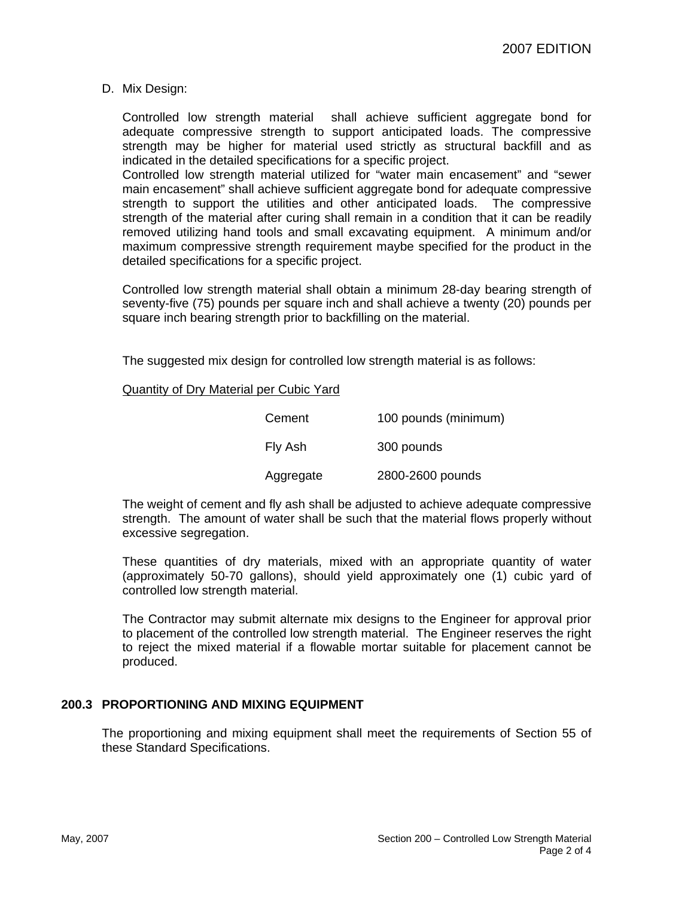D. Mix Design:

Controlled low strength material shall achieve sufficient aggregate bond for adequate compressive strength to support anticipated loads. The compressive strength may be higher for material used strictly as structural backfill and as indicated in the detailed specifications for a specific project.
Controlled low strength material utilized for "water main encasement" and "sewer main encasement" shall achieve sufficient aggregate bond for adequate compressive strength to support the utilities and other anticipated loads. The compressive strength of the material after curing shall remain in a condition that it can be readily removed utilizing hand tools and small excavating equipment. A minimum and/or maximum compressive strength requirement maybe specified for the product in the detailed specifications for a specific project.

Controlled low strength material shall obtain a minimum 28-day bearing strength of seventy-five (75) pounds per square inch and shall achieve a twenty (20) pounds per square inch bearing strength prior to backfilling on the material.

The suggested mix design for controlled low strength material is as follows:

<u>Quantity of Dry Material per Cubic Yard</u>

| | |
|---|---|
| Cement | 100 pounds (minimum) |
| Fly Ash | 300 pounds |
| Aggregate | 2800-2600 pounds |

The weight of cement and fly ash shall be adjusted to achieve adequate compressive strength. The amount of water shall be such that the material flows properly without excessive segregation.

These quantities of dry materials, mixed with an appropriate quantity of water (approximately 50-70 gallons), should yield approximately one (1) cubic yard of controlled low strength material.

The Contractor may submit alternate mix designs to the Engineer for approval prior to placement of the controlled low strength material. The Engineer reserves the right to reject the mixed material if a flowable mortar suitable for placement cannot be produced.

## 200.3 PROPORTIONING AND MIXING EQUIPMENT

The proportioning and mixing equipment shall meet the requirements of Section 55 of these Standard Specifications.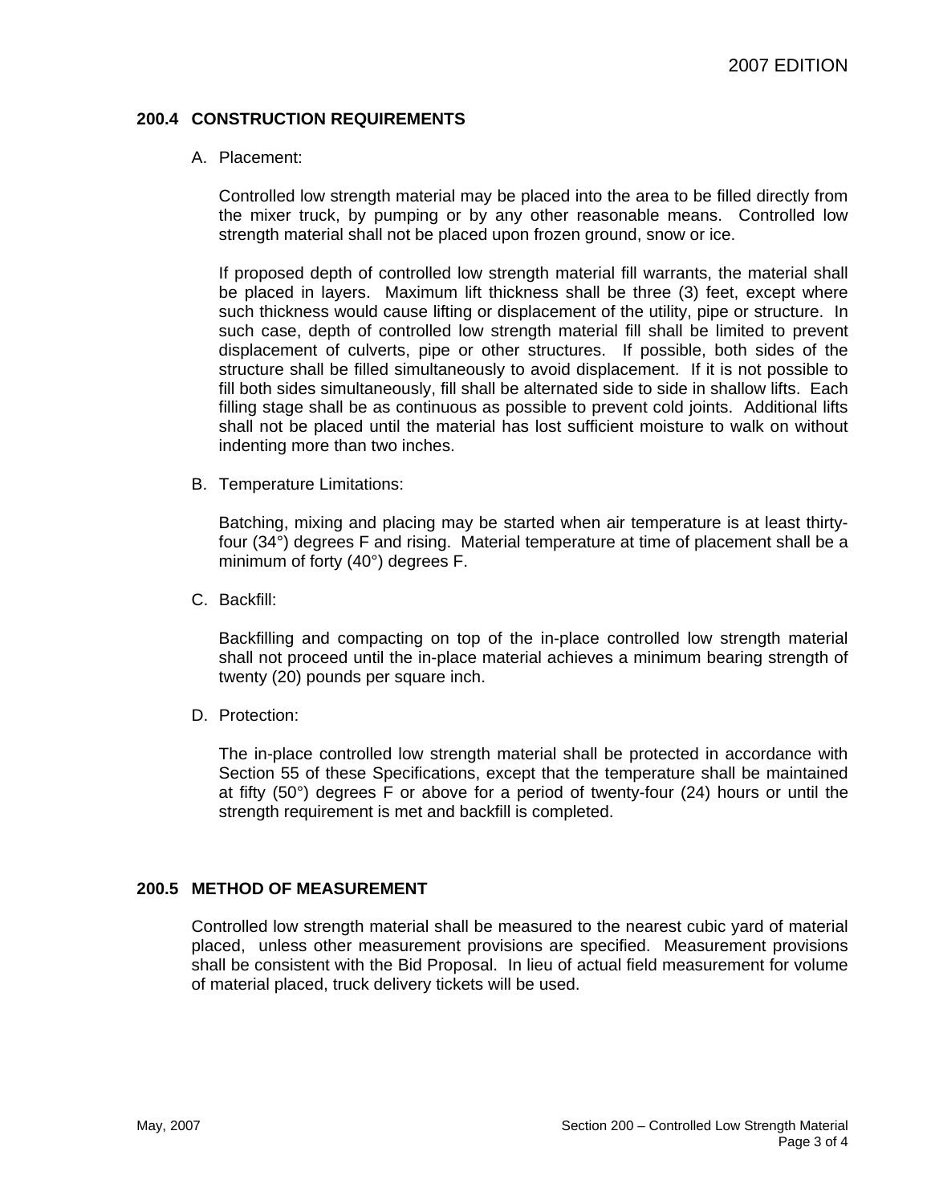## 200.4 CONSTRUCTION REQUIREMENTS

A. Placement:

Controlled low strength material may be placed into the area to be filled directly from the mixer truck, by pumping or by any other reasonable means. Controlled low strength material shall not be placed upon frozen ground, snow or ice.

If proposed depth of controlled low strength material fill warrants, the material shall be placed in layers. Maximum lift thickness shall be three (3) feet, except where such thickness would cause lifting or displacement of the utility, pipe or structure. In such case, depth of controlled low strength material fill shall be limited to prevent displacement of culverts, pipe or other structures. If possible, both sides of the structure shall be filled simultaneously to avoid displacement. If it is not possible to fill both sides simultaneously, fill shall be alternated side to side in shallow lifts. Each filling stage shall be as continuous as possible to prevent cold joints. Additional lifts shall not be placed until the material has lost sufficient moisture to walk on without indenting more than two inches.

B. Temperature Limitations:

Batching, mixing and placing may be started when air temperature is at least thirty-four (34°) degrees F and rising. Material temperature at time of placement shall be a minimum of forty (40°) degrees F.

C. Backfill:

Backfilling and compacting on top of the in-place controlled low strength material shall not proceed until the in-place material achieves a minimum bearing strength of twenty (20) pounds per square inch.

D. Protection:

The in-place controlled low strength material shall be protected in accordance with Section 55 of these Specifications, except that the temperature shall be maintained at fifty (50°) degrees F or above for a period of twenty-four (24) hours or until the strength requirement is met and backfill is completed.

## 200.5 METHOD OF MEASUREMENT

Controlled low strength material shall be measured to the nearest cubic yard of material placed, unless other measurement provisions are specified. Measurement provisions shall be consistent with the Bid Proposal. In lieu of actual field measurement for volume of material placed, truck delivery tickets will be used.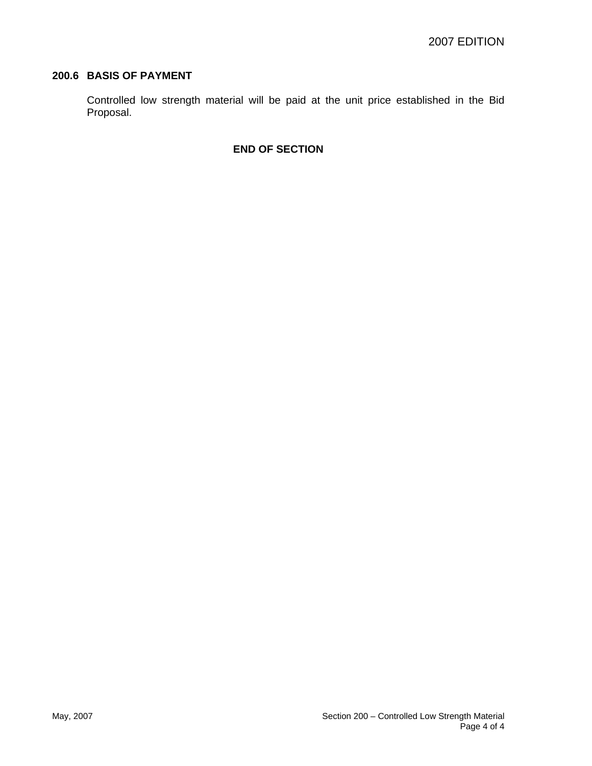## 200.6 BASIS OF PAYMENT

Controlled low strength material will be paid at the unit price established in the Bid Proposal.

**END OF SECTION**